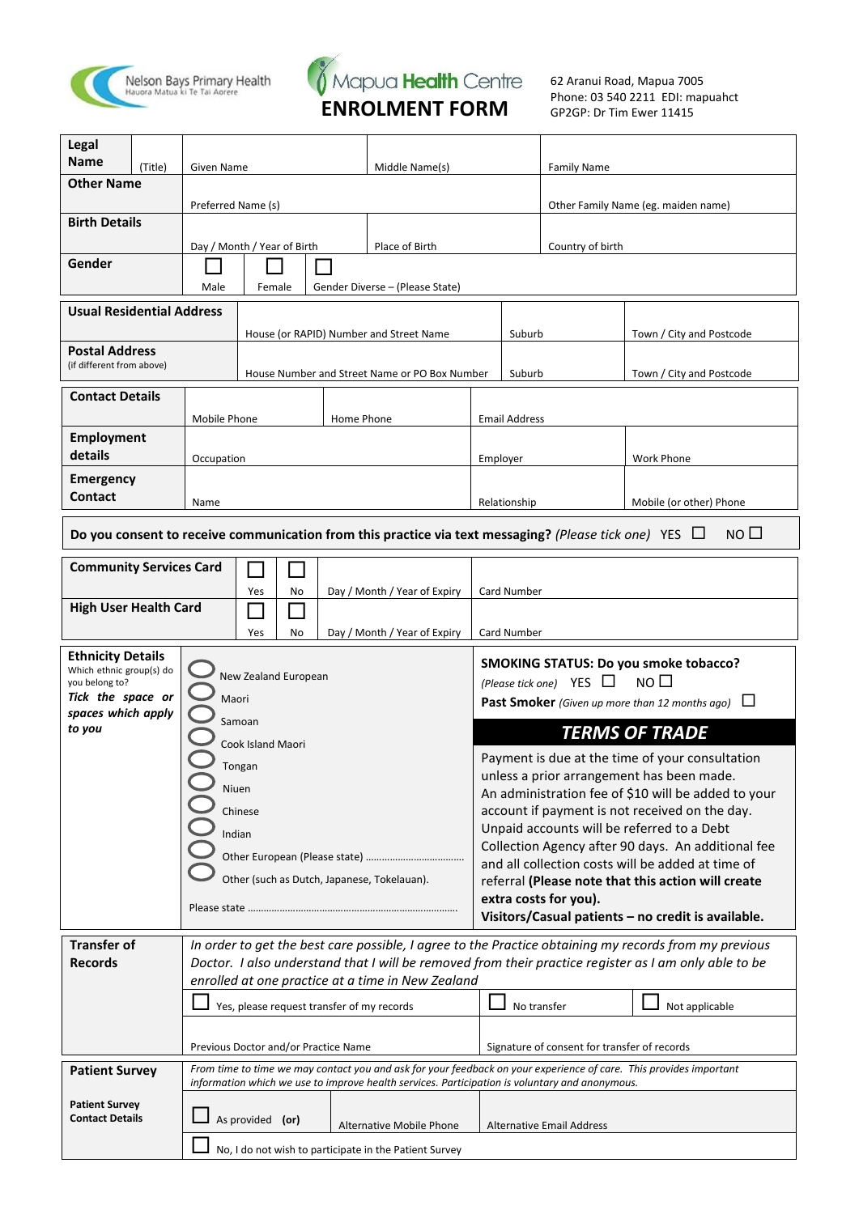Nelson Bays Primary Health
Hauora Matua ki Te Tai Aorere

Mapua Health Centre

# ENROLMENT FORM

62 Aranui Road, Mapua 7005
Phone: 03 540 2211 EDI: mapuahct
GP2GP: Dr Tim Ewer 11415

| **Legal Name** (Title) | Given Name | Middle Name(s) | Family Name |
|---|---|---|---|
| **Other Name** | Preferred Name (s) | | Other Family Name (eg. maiden name) |
| **Birth Details** | Day / Month / Year of Birth | Place of Birth | Country of birth |
| **Gender** | ☐ Male ☐ Female ☐ Gender Diverse – (Please State) | | |

| | | | |
|---|---|---|---|
| **Usual Residential Address** | House (or RAPID) Number and Street Name | Suburb | Town / City and Postcode |
| **Postal Address** (if different from above) | House Number and Street Name or PO Box Number | Suburb | Town / City and Postcode |

| | | | |
|---|---|---|---|
| **Contact Details** | Mobile Phone | Home Phone | Email Address |
| **Employment details** | Occupation | Employer | Work Phone |
| **Emergency Contact** | Name | Relationship | Mobile (or other) Phone |

**Do you consent to receive communication from this practice via text messaging?** *(Please tick one)* YES ☐ NO ☐

| | | | | |
|---|---|---|---|---|
| **Community Services Card** | ☐ Yes | ☐ No | Day / Month / Year of Expiry | Card Number |
| **High User Health Card** | ☐ Yes | ☐ No | Day / Month / Year of Expiry | Card Number |

**Ethnicity Details**
Which ethnic group(s) do you belong to?
*Tick the space or spaces which apply to you*

- ○ New Zealand European
- ○ Maori
- ○ Samoan
- ○ Cook Island Maori
- ○ Tongan
- ○ Niuen
- ○ Chinese
- ○ Indian
- ○ Other European (Please state) ……………………………
- ○ Other (such as Dutch, Japanese, Tokelauan).

Please state ……………………………………………………………………

**SMOKING STATUS: Do you smoke tobacco?**
*(Please tick one)* YES ☐ NO ☐
**Past Smoker** *(Given up more than 12 months ago)* ☐

## TERMS OF TRADE

Payment is due at the time of your consultation unless a prior arrangement has been made. An administration fee of $10 will be added to your account if payment is not received on the day. Unpaid accounts will be referred to a Debt Collection Agency after 90 days. An additional fee and all collection costs will be added at time of referral **(Please note that this action will create extra costs for you).**
**Visitors/Casual patients – no credit is available.**

**Transfer of Records**

*In order to get the best care possible, I agree to the Practice obtaining my records from my previous Doctor. I also understand that I will be removed from their practice register as I am only able to be enrolled at one practice at a time in New Zealand*

☐ Yes, please request transfer of my records ☐ No transfer ☐ Not applicable

| Previous Doctor and/or Practice Name | Signature of consent for transfer of records |
|---|---|
| | |

**Patient Survey**

*From time to time we may contact you and ask for your feedback on your experience of care. This provides important information which we use to improve health services. Participation is voluntary and anonymous.*

**Patient Survey Contact Details**

☐ As provided **(or)** | Alternative Mobile Phone | Alternative Email Address

☐ No, I do not wish to participate in the Patient Survey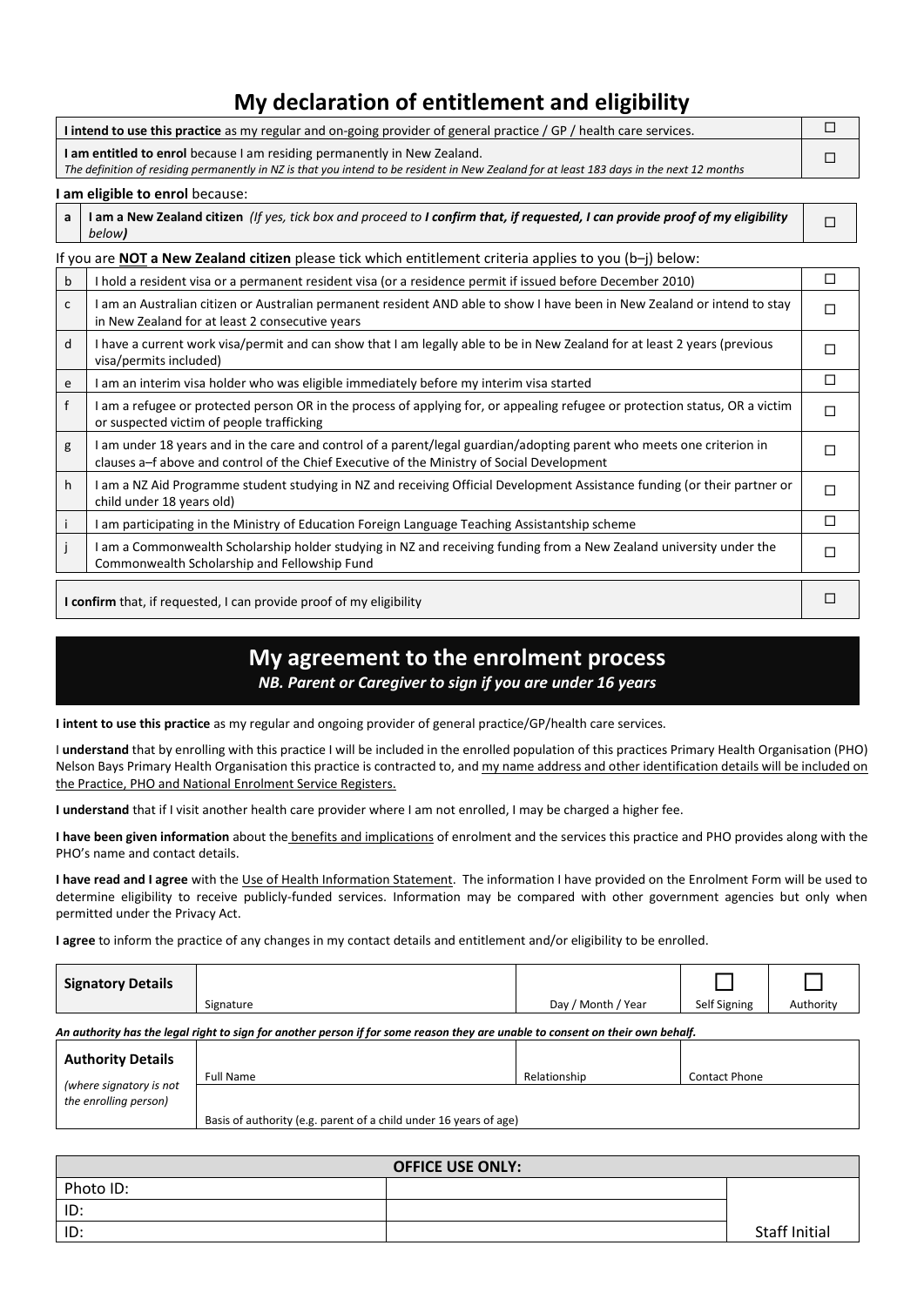## My declaration of entitlement and eligibility

| | |
|---|---|
| **I intend to use this practice** as my regular and on-going provider of general practice / GP / health care services. | ☐ |
| **I am entitled to enrol** because I am residing permanently in New Zealand. *The definition of residing permanently in NZ is that you intend to be resident in New Zealand for at least 183 days in the next 12 months* | ☐ |

**I am eligible to enrol** because:

| | | |
|---|---|---|
| a | **I am a New Zealand citizen** *(If yes, tick box and proceed to* ***I confirm that, if requested, I can provide proof of my eligibility*** *below)* | ☐ |

If you are **NOT a New Zealand citizen** please tick which entitlement criteria applies to you (b–j) below:

| | | |
|---|---|---|
| b | I hold a resident visa or a permanent resident visa (or a residence permit if issued before December 2010) | ☐ |
| c | I am an Australian citizen or Australian permanent resident AND able to show I have been in New Zealand or intend to stay in New Zealand for at least 2 consecutive years | ☐ |
| d | I have a current work visa/permit and can show that I am legally able to be in New Zealand for at least 2 years (previous visa/permits included) | ☐ |
| e | I am an interim visa holder who was eligible immediately before my interim visa started | ☐ |
| f | I am a refugee or protected person OR in the process of applying for, or appealing refugee or protection status, OR a victim or suspected victim of people trafficking | ☐ |
| g | I am under 18 years and in the care and control of a parent/legal guardian/adopting parent who meets one criterion in clauses a–f above and control of the Chief Executive of the Ministry of Social Development | ☐ |
| h | I am a NZ Aid Programme student studying in NZ and receiving Official Development Assistance funding (or their partner or child under 18 years old) | ☐ |
| i | I am participating in the Ministry of Education Foreign Language Teaching Assistantship scheme | ☐ |
| j | I am a Commonwealth Scholarship holder studying in NZ and receiving funding from a New Zealand university under the Commonwealth Scholarship and Fellowship Fund | ☐ |

| | |
|---|---|
| **I confirm** that, if requested, I can provide proof of my eligibility | ☐ |

## My agreement to the enrolment process

***NB. Parent or Caregiver to sign if you are under 16 years***

**I intent to use this practice** as my regular and ongoing provider of general practice/GP/health care services.

I **understand** that by enrolling with this practice I will be included in the enrolled population of this practices Primary Health Organisation (PHO) Nelson Bays Primary Health Organisation this practice is contracted to, and my name address and other identification details will be included on the Practice, PHO and National Enrolment Service Registers.

**I understand** that if I visit another health care provider where I am not enrolled, I may be charged a higher fee.

**I have been given information** about the benefits and implications of enrolment and the services this practice and PHO provides along with the PHO's name and contact details.

**I have read and I agree** with the Use of Health Information Statement. The information I have provided on the Enrolment Form will be used to determine eligibility to receive publicly-funded services. Information may be compared with other government agencies but only when permitted under the Privacy Act.

**I agree** to inform the practice of any changes in my contact details and entitlement and/or eligibility to be enrolled.

| **Signatory Details** | Signature | Day / Month / Year | ☐ Self Signing | ☐ Authority |
|---|---|---|---|---|

***An authority has the legal right to sign for another person if for some reason they are unable to consent on their own behalf.***

| **Authority Details** *(where signatory is not the enrolling person)* | Full Name | Relationship | Contact Phone |
|---|---|---|---|
| | Basis of authority (e.g. parent of a child under 16 years of age) | | |

| **OFFICE USE ONLY:** | | |
|---|---|---|
| Photo ID: | | |
| ID: | | |
| ID: | | Staff Initial |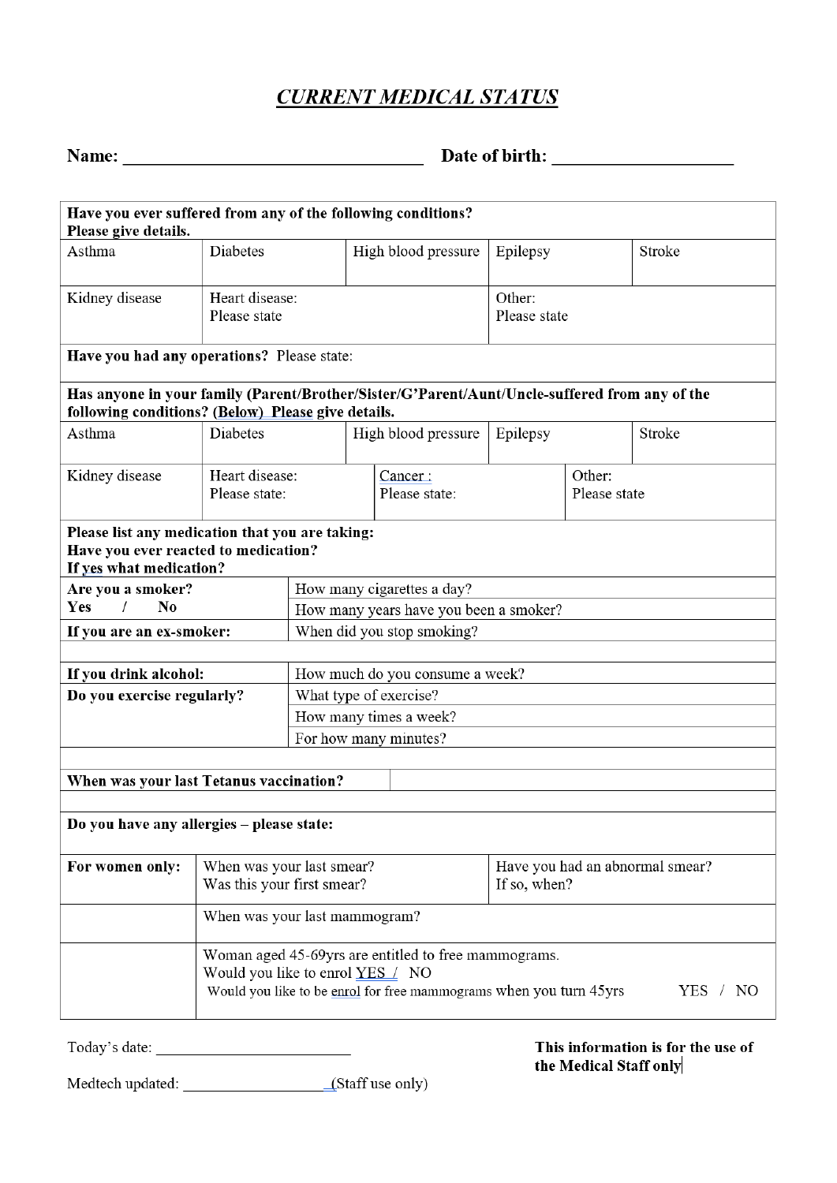# ***CURRENT MEDICAL STATUS***

**Name: \_\_\_\_\_\_\_\_\_\_\_\_\_\_\_\_\_\_\_\_\_\_\_\_\_\_\_\_\_\_\_\_ Date of birth: \_\_\_\_\_\_\_\_\_\_\_\_\_\_\_\_\_\_\_\_**

| **Have you ever suffered from any of the following conditions? Please give details.** | | | | |
|---|---|---|---|---|
| Asthma | Diabetes | High blood pressure | Epilepsy | Stroke |
| Kidney disease | Heart disease: Please state | | Other: Please state | |
| **Have you had any operations?** Please state: | | | | |

| **Has anyone in your family (Parent/Brother/Sister/G'Parent/Aunt/Uncle-suffered from any of the following conditions? (Below) Please give details.** | | | | |
|---|---|---|---|---|
| Asthma | Diabetes | High blood pressure | Epilepsy | Stroke |
| Kidney disease | Heart disease: Please state: | Cancer : Please state: | Other: Please state | |

| **Please list any medication that you are taking:** **Have you ever reacted to medication?** **If yes what medication?** | |
|---|---|
| **Are you a smoker?** **Yes / No** | How many cigarettes a day? |
| | How many years have you been a smoker? |
| **If you are an ex-smoker:** | When did you stop smoking? |
| | |
| **If you drink alcohol:** | How much do you consume a week? |
| **Do you exercise regularly?** | What type of exercise? |
| | How many times a week? |
| | For how many minutes? |
| | |
| **When was your last Tetanus vaccination?** | |
| | |
| **Do you have any allergies – please state:** | |

| **For women only:** | When was your last smear? Was this your first smear? | Have you had an abnormal smear? If so, when? |
|---|---|---|
| | When was your last mammogram? | |
| | Woman aged 45-69yrs are entitled to free mammograms. Would you like to enrol YES / NO Would you like to be enrol for free mammograms when you turn 45yrs YES / NO | |

Today's date: \_\_\_\_\_\_\_\_\_\_\_\_\_\_\_\_\_\_\_\_\_\_\_\_\_

Medtech updated: \_\_\_\_\_\_\_\_\_\_\_\_\_\_\_\_\_\_\_ (Staff use only)

**This information is for the use of the Medical Staff only**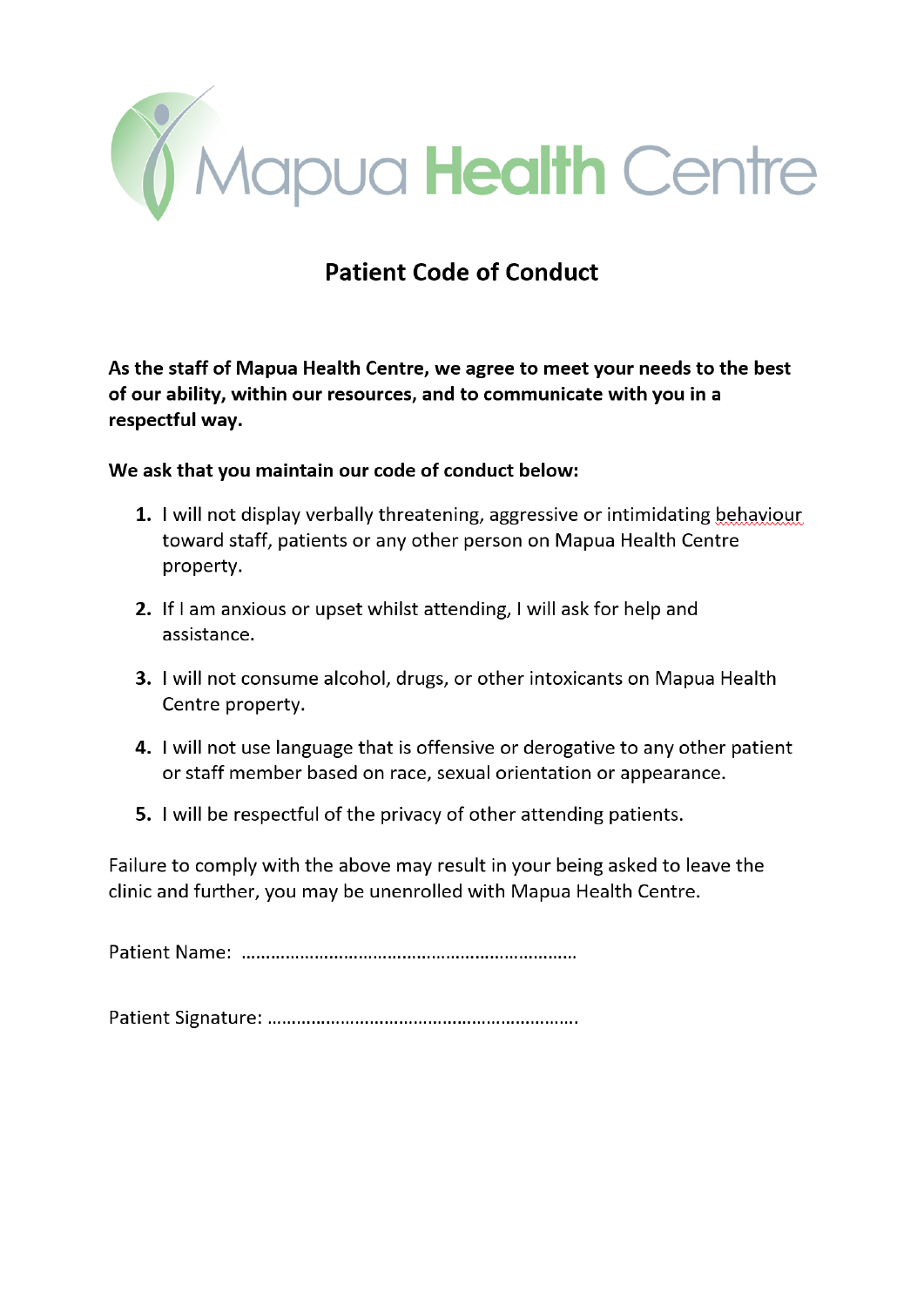# Mapua Health Centre

## Patient Code of Conduct

**As the staff of Mapua Health Centre, we agree to meet your needs to the best of our ability, within our resources, and to communicate with you in a respectful way.**

**We ask that you maintain our code of conduct below:**

1. I will not display verbally threatening, aggressive or intimidating behaviour toward staff, patients or any other person on Mapua Health Centre property.
2. If I am anxious or upset whilst attending, I will ask for help and assistance.
3. I will not consume alcohol, drugs, or other intoxicants on Mapua Health Centre property.
4. I will not use language that is offensive or derogative to any other patient or staff member based on race, sexual orientation or appearance.
5. I will be respectful of the privacy of other attending patients.

Failure to comply with the above may result in your being asked to leave the clinic and further, you may be unenrolled with Mapua Health Centre.

Patient Name: ……………………………………………………………

Patient Signature: ……………………………………………………